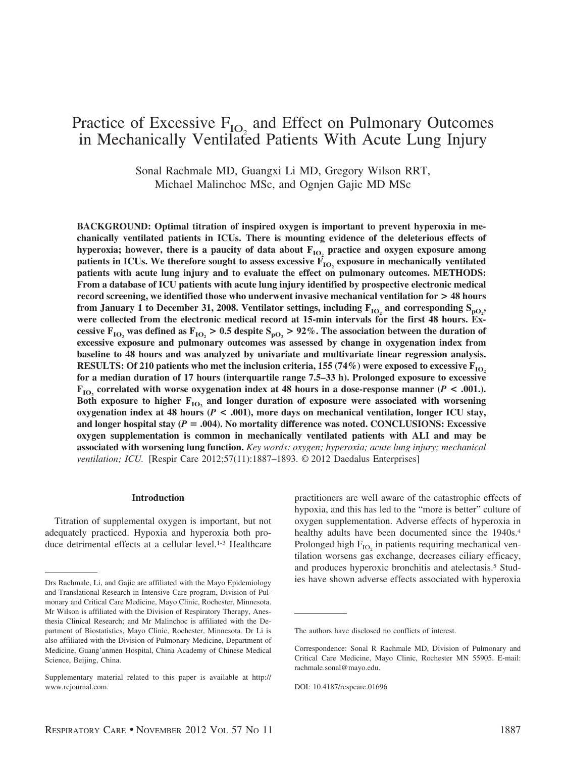# Practice of Excessive $F_{IO_2}$ and Effect on Pulmonary Outcomes in Mechanically Ventilated Patients With Acute Lung Injury

Sonal Rachmale MD, Guangxi Li MD, Gregory Wilson RRT, Michael Malinchoc MSc, and Ognjen Gajic MD MSc

**BACKGROUND: Optimal titration of inspired oxygen is important to prevent hyperoxia in mechanically ventilated patients in ICUs. There is mounting evidence of the deleterious effects of hyperoxia; however, there is a paucity of data about $F_{IO_2}$ practice and oxygen exposure among patients in ICUs. We therefore sought to assess excessive $F_{IO_2}$ exposure in mechanically ventilated patients with acute lung injury and to evaluate the effect on pulmonary outcomes. METHODS: From a database of ICU patients with acute lung injury identified by prospective electronic medical record screening, we identified those who underwent invasive mechanical ventilation for > 48 hours from January 1 to December 31, 2008. Ventilator settings, including $F_{IO_2}$ and corresponding $S_{pO_2}$, were collected from the electronic medical record at 15-min intervals for the first 48 hours. Excessive $F_{IO_2}$ was defined as $F_{IO_2} > 0.5$ despite $S_{pO_2} > 92\%$. The association between the duration of excessive exposure and pulmonary outcomes was assessed by change in oxygenation index from baseline to 48 hours and was analyzed by univariate and multivariate linear regression analysis. RESULTS: Of 210 patients who met the inclusion criteria, 155 (74%) were exposed to excessive $F_{IO_2}$ for a median duration of 17 hours (interquartile range 7.5–33 h). Prolonged exposure to excessive $F_{IO_2}$ correlated with worse oxygenation index at 48 hours in a dose-response manner ($P < .001$.). Both exposure to higher $F_{IO_2}$ and longer duration of exposure were associated with worsening oxygenation index at 48 hours ($P < .001$), more days on mechanical ventilation, longer ICU stay, and longer hospital stay ($P = .004$). No mortality difference was noted. CONCLUSIONS: Excessive oxygen supplementation is common in mechanically ventilated patients with ALI and may be associated with worsening lung function.** *Key words: oxygen; hyperoxia; acute lung injury; mechanical ventilation; ICU.* [Respir Care 2012;57(11):1887–1893. © 2012 Daedalus Enterprises]

## Introduction

Titration of supplemental oxygen is important, but not adequately practiced. Hypoxia and hyperoxia both produce detrimental effects at a cellular level.[1-3] Healthcare practitioners are well aware of the catastrophic effects of hypoxia, and this has led to the "more is better" culture of oxygen supplementation. Adverse effects of hyperoxia in healthy adults have been documented since the 1940s.[4] Prolonged high $F_{IO_2}$ in patients requiring mechanical ventilation worsens gas exchange, decreases ciliary efficacy, and produces hyperoxic bronchitis and atelectasis.[5] Studies have shown adverse effects associated with hyperoxia

---

Drs Rachmale, Li, and Gajic are affiliated with the Mayo Epidemiology and Translational Research in Intensive Care program, Division of Pulmonary and Critical Care Medicine, Mayo Clinic, Rochester, Minnesota. Mr Wilson is affiliated with the Division of Respiratory Therapy, Anesthesia Clinical Research; and Mr Malinchoc is affiliated with the Department of Biostatistics, Mayo Clinic, Rochester, Minnesota. Dr Li is also affiliated with the Division of Pulmonary Medicine, Department of Medicine, Guang'anmen Hospital, China Academy of Chinese Medical Science, Beijing, China.

Supplementary material related to this paper is available at http://www.rcjournal.com.

The authors have disclosed no conflicts of interest.

Correspondence: Sonal R Rachmale MD, Division of Pulmonary and Critical Care Medicine, Mayo Clinic, Rochester MN 55905. E-mail: rachmale.sonal@mayo.edu.

DOI: 10.4187/respcare.01696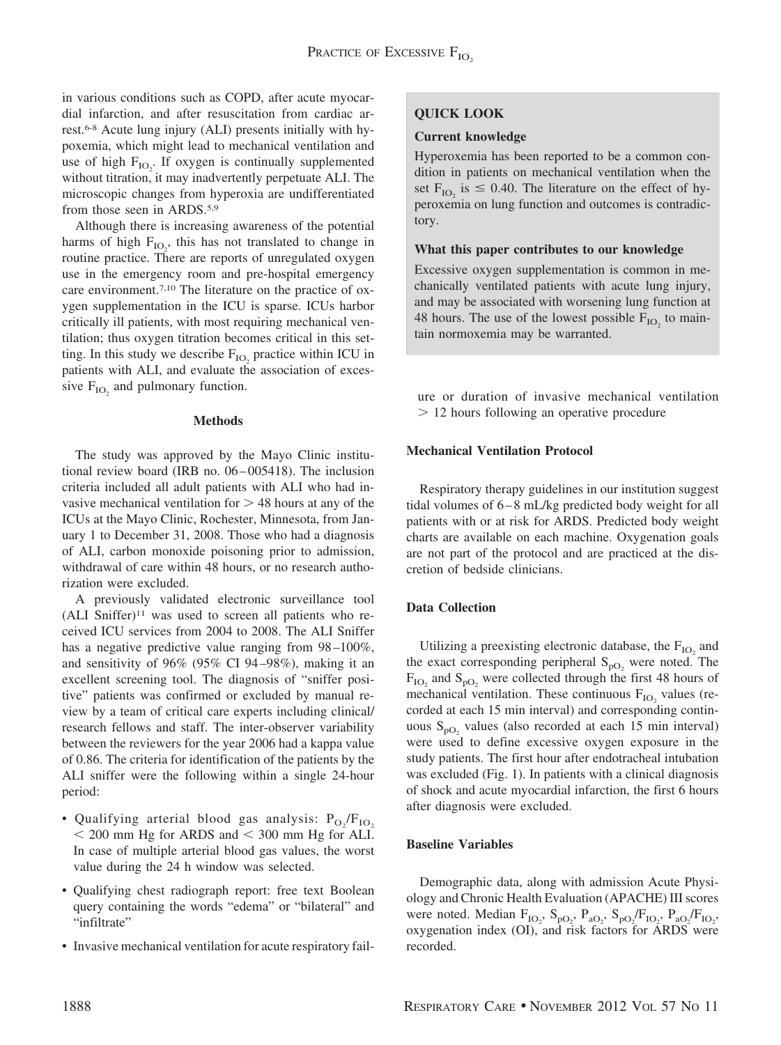in various conditions such as COPD, after acute myocardial infarction, and after resuscitation from cardiac arrest.[6-8] Acute lung injury (ALI) presents initially with hypoxemia, which might lead to mechanical ventilation and use of high $F_{IO_2}$. If oxygen is continually supplemented without titration, it may inadvertently perpetuate ALI. The microscopic changes from hyperoxia are undifferentiated from those seen in ARDS.[5,9]

Although there is increasing awareness of the potential harms of high $F_{IO_2}$, this has not translated to change in routine practice. There are reports of unregulated oxygen use in the emergency room and pre-hospital emergency care environment.[7,10] The literature on the practice of oxygen supplementation in the ICU is sparse. ICUs harbor critically ill patients, with most requiring mechanical ventilation; thus oxygen titration becomes critical in this setting. In this study we describe $F_{IO_2}$ practice within ICU in patients with ALI, and evaluate the association of excessive $F_{IO_2}$ and pulmonary function.

> **QUICK LOOK**
>
> **Current knowledge**
>
> Hyperoxemia has been reported to be a common condition in patients on mechanical ventilation when the set $F_{IO_2}$ is $\leq 0.40$. The literature on the effect of hyperoxemia on lung function and outcomes is contradictory.
>
> **What this paper contributes to our knowledge**
>
> Excessive oxygen supplementation is common in mechanically ventilated patients with acute lung injury, and may be associated with worsening lung function at 48 hours. The use of the lowest possible $F_{IO_2}$ to maintain normoxemia may be warranted.

## Methods

The study was approved by the Mayo Clinic institutional review board (IRB no. 06–005418). The inclusion criteria included all adult patients with ALI who had invasive mechanical ventilation for > 48 hours at any of the ICUs at the Mayo Clinic, Rochester, Minnesota, from January 1 to December 31, 2008. Those who had a diagnosis of ALI, carbon monoxide poisoning prior to admission, withdrawal of care within 48 hours, or no research authorization were excluded.

A previously validated electronic surveillance tool (ALI Sniffer)[11] was used to screen all patients who received ICU services from 2004 to 2008. The ALI Sniffer has a negative predictive value ranging from 98–100%, and sensitivity of 96% (95% CI 94–98%), making it an excellent screening tool. The diagnosis of "sniffer positive" patients was confirmed or excluded by manual review by a team of critical care experts including clinical/research fellows and staff. The inter-observer variability between the reviewers for the year 2006 had a kappa value of 0.86. The criteria for identification of the patients by the ALI sniffer were the following within a single 24-hour period:

- Qualifying arterial blood gas analysis: $P_{O_2}/F_{IO_2}$ < 200 mm Hg for ARDS and < 300 mm Hg for ALI. In case of multiple arterial blood gas values, the worst value during the 24 h window was selected.
- Qualifying chest radiograph report: free text Boolean query containing the words "edema" or "bilateral" and "infiltrate"
- Invasive mechanical ventilation for acute respiratory failure or duration of invasive mechanical ventilation > 12 hours following an operative procedure

### Mechanical Ventilation Protocol

Respiratory therapy guidelines in our institution suggest tidal volumes of 6–8 mL/kg predicted body weight for all patients with or at risk for ARDS. Predicted body weight charts are available on each machine. Oxygenation goals are not part of the protocol and are practiced at the discretion of bedside clinicians.

### Data Collection

Utilizing a preexisting electronic database, the $F_{IO_2}$ and the exact corresponding peripheral $S_{pO_2}$ were noted. The $F_{IO_2}$ and $S_{pO_2}$ were collected through the first 48 hours of mechanical ventilation. These continuous $F_{IO_2}$ values (recorded at each 15 min interval) and corresponding continuous $S_{pO_2}$ values (also recorded at each 15 min interval) were used to define excessive oxygen exposure in the study patients. The first hour after endotracheal intubation was excluded (Fig. 1). In patients with a clinical diagnosis of shock and acute myocardial infarction, the first 6 hours after diagnosis were excluded.

### Baseline Variables

Demographic data, along with admission Acute Physiology and Chronic Health Evaluation (APACHE) III scores were noted. Median $F_{IO_2}$, $S_{pO_2}$, $P_{aO_2}$, $S_{pO_2}/F_{IO_2}$, $P_{aO_2}/F_{IO_2}$, oxygenation index (OI), and risk factors for ARDS were recorded.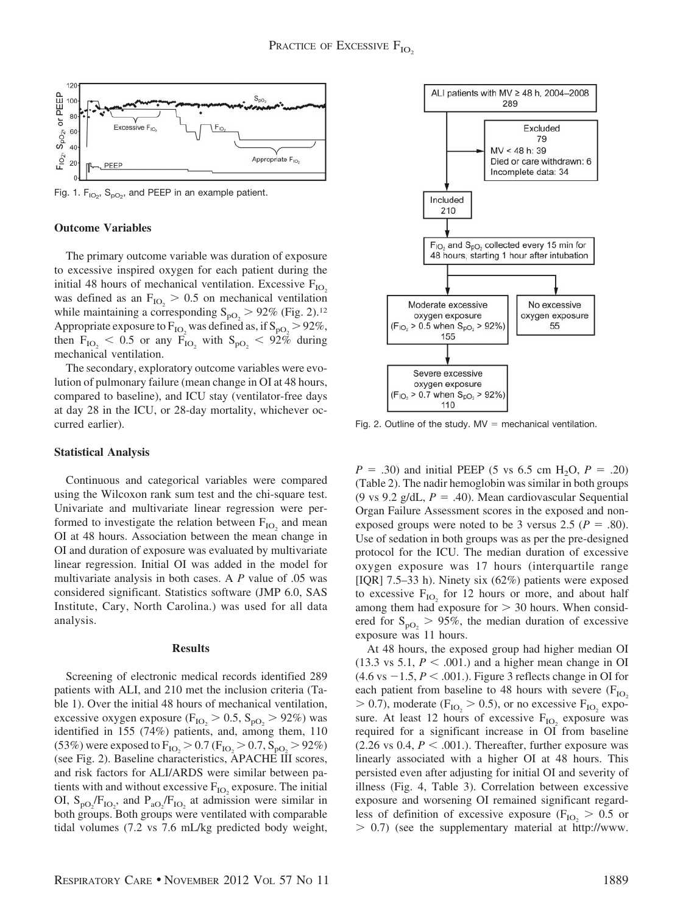Fig. 1. $F_{IO_2}$, $S_{pO_2}$, and PEEP in an example patient.

### Outcome Variables

The primary outcome variable was duration of exposure to excessive inspired oxygen for each patient during the initial 48 hours of mechanical ventilation. Excessive $F_{IO_2}$ was defined as an $F_{IO_2} > 0.5$ on mechanical ventilation while maintaining a corresponding $S_{pO_2} > 92\%$ (Fig. 2).[12] Appropriate exposure to $F_{IO_2}$ was defined as, if $S_{pO_2} > 92\%$, then $F_{IO_2} < 0.5$ or any $F_{IO_2}$ with $S_{pO_2} < 92\%$ during mechanical ventilation.

The secondary, exploratory outcome variables were evolution of pulmonary failure (mean change in OI at 48 hours, compared to baseline), and ICU stay (ventilator-free days at day 28 in the ICU, or 28-day mortality, whichever occurred earlier).

### Statistical Analysis

Continuous and categorical variables were compared using the Wilcoxon rank sum test and the chi-square test. Univariate and multivariate linear regression were performed to investigate the relation between $F_{IO_2}$ and mean OI at 48 hours. Association between the mean change in OI and duration of exposure was evaluated by multivariate linear regression. Initial OI was added in the model for multivariate analysis in both cases. A $P$ value of .05 was considered significant. Statistics software (JMP 6.0, SAS Institute, Cary, North Carolina.) was used for all data analysis.

## Results

Screening of electronic medical records identified 289 patients with ALI, and 210 met the inclusion criteria (Table 1). Over the initial 48 hours of mechanical ventilation, excessive oxygen exposure ($F_{IO_2} > 0.5$, $S_{pO_2} > 92\%$) was identified in 155 (74%) patients, and, among them, 110 (53%) were exposed to $F_{IO_2} > 0.7$ ($F_{IO_2} > 0.7$, $S_{pO_2} > 92\%$) (see Fig. 2). Baseline characteristics, APACHE III scores, and risk factors for ALI/ARDS were similar between patients with and without excessive $F_{IO_2}$ exposure. The initial OI, $S_{pO_2}/F_{IO_2}$, and $P_{aO_2}/F_{IO_2}$ at admission were similar in both groups. Both groups were ventilated with comparable tidal volumes (7.2 vs 7.6 mL/kg predicted body weight, $P = .30$) and initial PEEP (5 vs 6.5 cm $H_2O$, $P = .20$) (Table 2). The nadir hemoglobin was similar in both groups (9 vs 9.2 g/dL, $P = .40$). Mean cardiovascular Sequential Organ Failure Assessment scores in the exposed and nonexposed groups were noted to be 3 versus 2.5 ($P = .80$). Use of sedation in both groups was as per the pre-designed protocol for the ICU. The median duration of excessive oxygen exposure was 17 hours (interquartile range [IQR] 7.5–33 h). Ninety six (62%) patients were exposed to excessive $F_{IO_2}$ for 12 hours or more, and about half among them had exposure for > 30 hours. When considered for $S_{pO_2} > 95\%$, the median duration of excessive exposure was 11 hours.

At 48 hours, the exposed group had higher median OI (13.3 vs 5.1, $P < .001$.) and a higher mean change in OI (4.6 vs −1.5, $P < .001$.). Figure 3 reflects change in OI for each patient from baseline to 48 hours with severe ($F_{IO_2} > 0.7$), moderate ($F_{IO_2} > 0.5$), or no excessive $F_{IO_2}$ exposure. At least 12 hours of excessive $F_{IO_2}$ exposure was required for a significant increase in OI from baseline (2.26 vs 0.4, $P < .001$.). Thereafter, further exposure was linearly associated with a higher OI at 48 hours. This persisted even after adjusting for initial OI and severity of illness (Fig. 4, Table 3). Correlation between excessive exposure and worsening OI remained significant regardless of definition of excessive exposure ($F_{IO_2} > 0.5$ or $> 0.7$) (see the supplementary material at http://www.

Fig. 2. Outline of the study. MV = mechanical ventilation.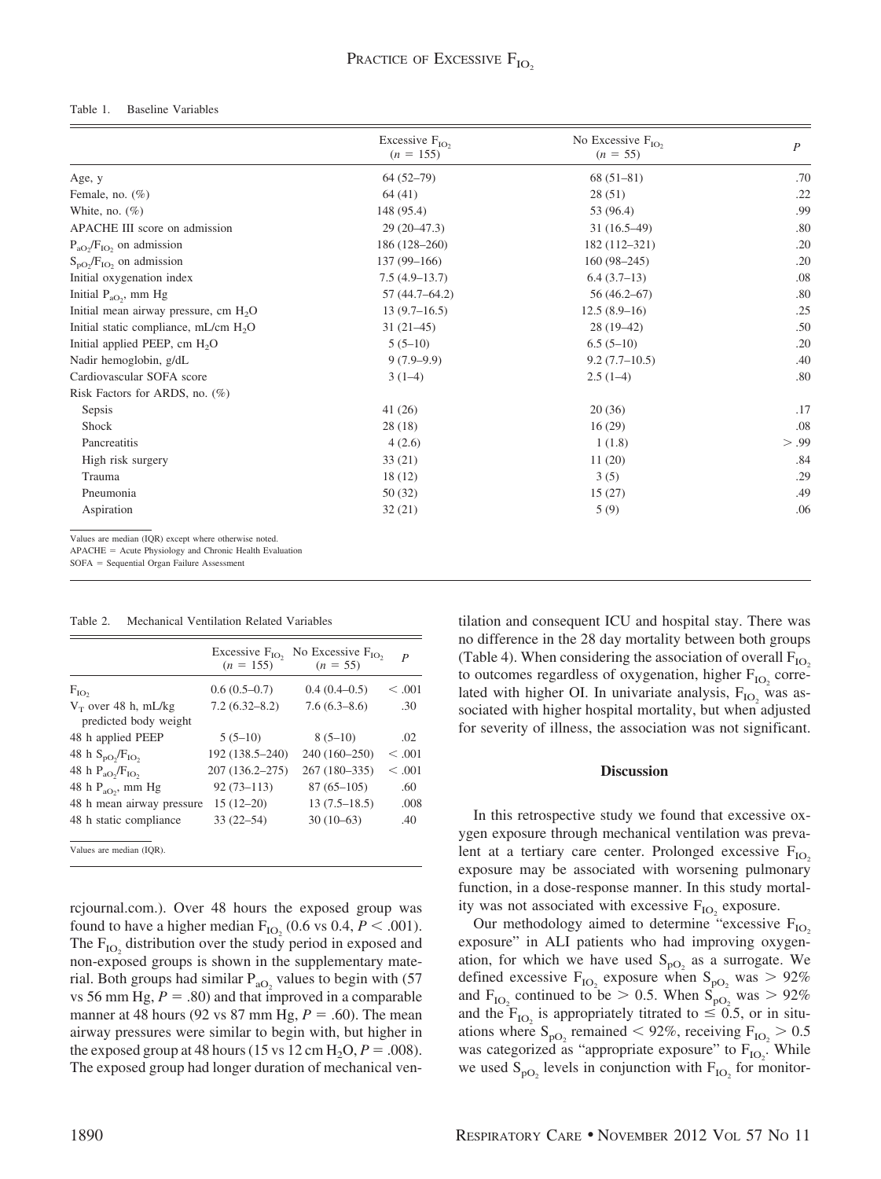Table 1. Baseline Variables

| | Excessive $F_{IO_2}$ ($n$ = 155) | No Excessive $F_{IO_2}$ ($n$ = 55) | $P$ |
|---|---|---|---|
| Age, y | 64 (52–79) | 68 (51–81) | .70 |
| Female, no. (%) | 64 (41) | 28 (51) | .22 |
| White, no. (%) | 148 (95.4) | 53 (96.4) | .99 |
| APACHE III score on admission | 29 (20–47.3) | 31 (16.5–49) | .80 |
| $P_{aO_2}/F_{IO_2}$ on admission | 186 (128–260) | 182 (112–321) | .20 |
| $S_{pO_2}/F_{IO_2}$ on admission | 137 (99–166) | 160 (98–245) | .20 |
| Initial oxygenation index | 7.5 (4.9–13.7) | 6.4 (3.7–13) | .08 |
| Initial $P_{aO_2}$, mm Hg | 57 (44.7–64.2) | 56 (46.2–67) | .80 |
| Initial mean airway pressure, cm $H_2O$ | 13 (9.7–16.5) | 12.5 (8.9–16) | .25 |
| Initial static compliance, mL/cm $H_2O$ | 31 (21–45) | 28 (19–42) | .50 |
| Initial applied PEEP, cm $H_2O$ | 5 (5–10) | 6.5 (5–10) | .20 |
| Nadir hemoglobin, g/dL | 9 (7.9–9.9) | 9.2 (7.7–10.5) | .40 |
| Cardiovascular SOFA score | 3 (1–4) | 2.5 (1–4) | .80 |
| Risk Factors for ARDS, no. (%) | | | |
| Sepsis | 41 (26) | 20 (36) | .17 |
| Shock | 28 (18) | 16 (29) | .08 |
| Pancreatitis | 4 (2.6) | 1 (1.8) | > .99 |
| High risk surgery | 33 (21) | 11 (20) | .84 |
| Trauma | 18 (12) | 3 (5) | .29 |
| Pneumonia | 50 (32) | 15 (27) | .49 |
| Aspiration | 32 (21) | 5 (9) | .06 |

Values are median (IQR) except where otherwise noted.
APACHE = Acute Physiology and Chronic Health Evaluation
SOFA = Sequential Organ Failure Assessment

Table 2. Mechanical Ventilation Related Variables

| | Excessive $F_{IO_2}$ ($n$ = 155) | No Excessive $F_{IO_2}$ ($n$ = 55) | $P$ |
|---|---|---|---|
| $F_{IO_2}$ | 0.6 (0.5–0.7) | 0.4 (0.4–0.5) | < .001 |
| $V_T$ over 48 h, mL/kg predicted body weight | 7.2 (6.32–8.2) | 7.6 (6.3–8.6) | .30 |
| 48 h applied PEEP | 5 (5–10) | 8 (5–10) | .02 |
| 48 h $S_{pO_2}/F_{IO_2}$ | 192 (138.5–240) | 240 (160–250) | < .001 |
| 48 h $P_{aO_2}/F_{IO_2}$ | 207 (136.2–275) | 267 (180–335) | < .001 |
| 48 h $P_{aO_2}$, mm Hg | 92 (73–113) | 87 (65–105) | .60 |
| 48 h mean airway pressure | 15 (12–20) | 13 (7.5–18.5) | .008 |
| 48 h static compliance | 33 (22–54) | 30 (10–63) | .40 |

Values are median (IQR).

rcjournal.com.). Over 48 hours the exposed group was found to have a higher median $F_{IO_2}$ (0.6 vs 0.4, $P < .001$). The $F_{IO_2}$ distribution over the study period in exposed and non-exposed groups is shown in the supplementary material. Both groups had similar $P_{aO_2}$ values to begin with (57 vs 56 mm Hg, $P = .80$) and that improved in a comparable manner at 48 hours (92 vs 87 mm Hg, $P = .60$). The mean airway pressures were similar to begin with, but higher in the exposed group at 48 hours (15 vs 12 cm $H_2O$, $P = .008$). The exposed group had longer duration of mechanical ventilation and consequent ICU and hospital stay. There was no difference in the 28 day mortality between both groups (Table 4). When considering the association of overall $F_{IO_2}$ to outcomes regardless of oxygenation, higher $F_{IO_2}$ correlated with higher OI. In univariate analysis, $F_{IO_2}$ was associated with higher hospital mortality, but when adjusted for severity of illness, the association was not significant.

## Discussion

In this retrospective study we found that excessive oxygen exposure through mechanical ventilation was prevalent at a tertiary care center. Prolonged excessive $F_{IO_2}$ exposure may be associated with worsening pulmonary function, in a dose-response manner. In this study mortality was not associated with excessive $F_{IO_2}$ exposure.

Our methodology aimed to determine "excessive $F_{IO_2}$ exposure" in ALI patients who had improving oxygenation, for which we have used $S_{pO_2}$ as a surrogate. We defined excessive $F_{IO_2}$ exposure when $S_{pO_2}$ was > 92% and $F_{IO_2}$ continued to be > 0.5. When $S_{pO_2}$ was > 92% and the $F_{IO_2}$ is appropriately titrated to ≤ 0.5, or in situations where $S_{pO_2}$ remained < 92%, receiving $F_{IO_2}$ > 0.5 was categorized as "appropriate exposure" to $F_{IO_2}$. While we used $S_{pO_2}$ levels in conjunction with $F_{IO_2}$ for monitor-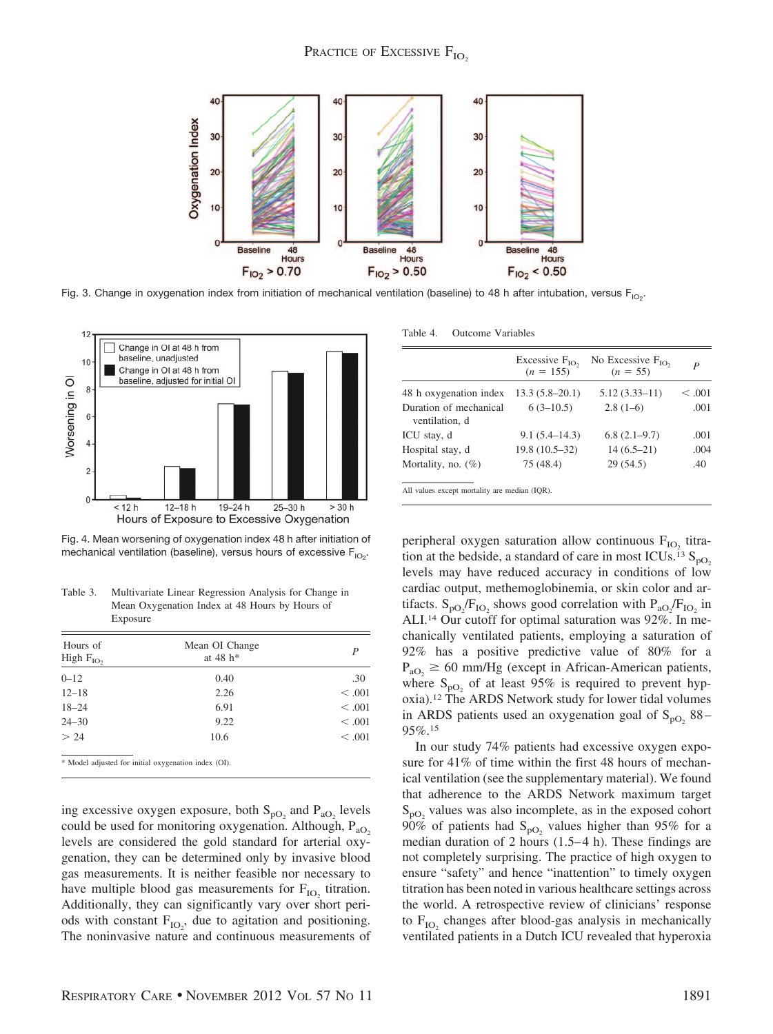Fig. 3. Change in oxygenation index from initiation of mechanical ventilation (baseline) to 48 h after intubation, versus $F_{IO_2}$.

Fig. 4. Mean worsening of oxygenation index 48 h after initiation of mechanical ventilation (baseline), versus hours of excessive $F_{IO_2}$.

Table 3. Multivariate Linear Regression Analysis for Change in Mean Oxygenation Index at 48 Hours by Hours of Exposure

| Hours of High $F_{IO_2}$ | Mean OI Change at 48 h* | P |
|---|---|---|
| 0–12 | 0.40 | .30 |
| 12–18 | 2.26 | < .001 |
| 18–24 | 6.91 | < .001 |
| 24–30 | 9.22 | < .001 |
| > 24 | 10.6 | < .001 |

\* Model adjusted for initial oxygenation index (OI).

ing excessive oxygen exposure, both $S_{pO_2}$ and $P_{aO_2}$ levels could be used for monitoring oxygenation. Although, $P_{aO_2}$ levels are considered the gold standard for arterial oxygenation, they can be determined only by invasive blood gas measurements. It is neither feasible nor necessary to have multiple blood gas measurements for $F_{IO_2}$ titration. Additionally, they can significantly vary over short periods with constant $F_{IO_2}$, due to agitation and positioning. The noninvasive nature and continuous measurements of peripheral oxygen saturation allow continuous $F_{IO_2}$ titration at the bedside, a standard of care in most ICUs.[13] $S_{pO_2}$ levels may have reduced accuracy in conditions of low cardiac output, methemoglobinemia, or skin color and artifacts. $S_{pO_2}/F_{IO_2}$ shows good correlation with $P_{aO_2}/F_{IO_2}$ in ALI.[14] Our cutoff for optimal saturation was 92%. In mechanically ventilated patients, employing a saturation of 92% has a positive predictive value of 80% for a $P_{aO_2} \geq 60$ mm/Hg (except in African-American patients, where $S_{pO_2}$ of at least 95% is required to prevent hypoxia).[12] The ARDS Network study for lower tidal volumes in ARDS patients used an oxygenation goal of $S_{pO_2}$ 88–95%.[15]

Table 4. Outcome Variables

| | Excessive $F_{IO_2}$ (n = 155) | No Excessive $F_{IO_2}$ (n = 55) | P |
|---|---|---|---|
| 48 h oxygenation index | 13.3 (5.8–20.1) | 5.12 (3.33–11) | < .001 |
| Duration of mechanical ventilation, d | 6 (3–10.5) | 2.8 (1–6) | .001 |
| ICU stay, d | 9.1 (5.4–14.3) | 6.8 (2.1–9.7) | .001 |
| Hospital stay, d | 19.8 (10.5–32) | 14 (6.5–21) | .004 |
| Mortality, no. (%) | 75 (48.4) | 29 (54.5) | .40 |

All values except mortality are median (IQR).

In our study 74% patients had excessive oxygen exposure for 41% of time within the first 48 hours of mechanical ventilation (see the supplementary material). We found that adherence to the ARDS Network maximum target $S_{pO_2}$ values was also incomplete, as in the exposed cohort 90% of patients had $S_{pO_2}$ values higher than 95% for a median duration of 2 hours (1.5–4 h). These findings are not completely surprising. The practice of high oxygen to ensure "safety" and hence "inattention" to timely oxygen titration has been noted in various healthcare settings across the world. A retrospective review of clinicians' response to $F_{IO_2}$ changes after blood-gas analysis in mechanically ventilated patients in a Dutch ICU revealed that hyperoxia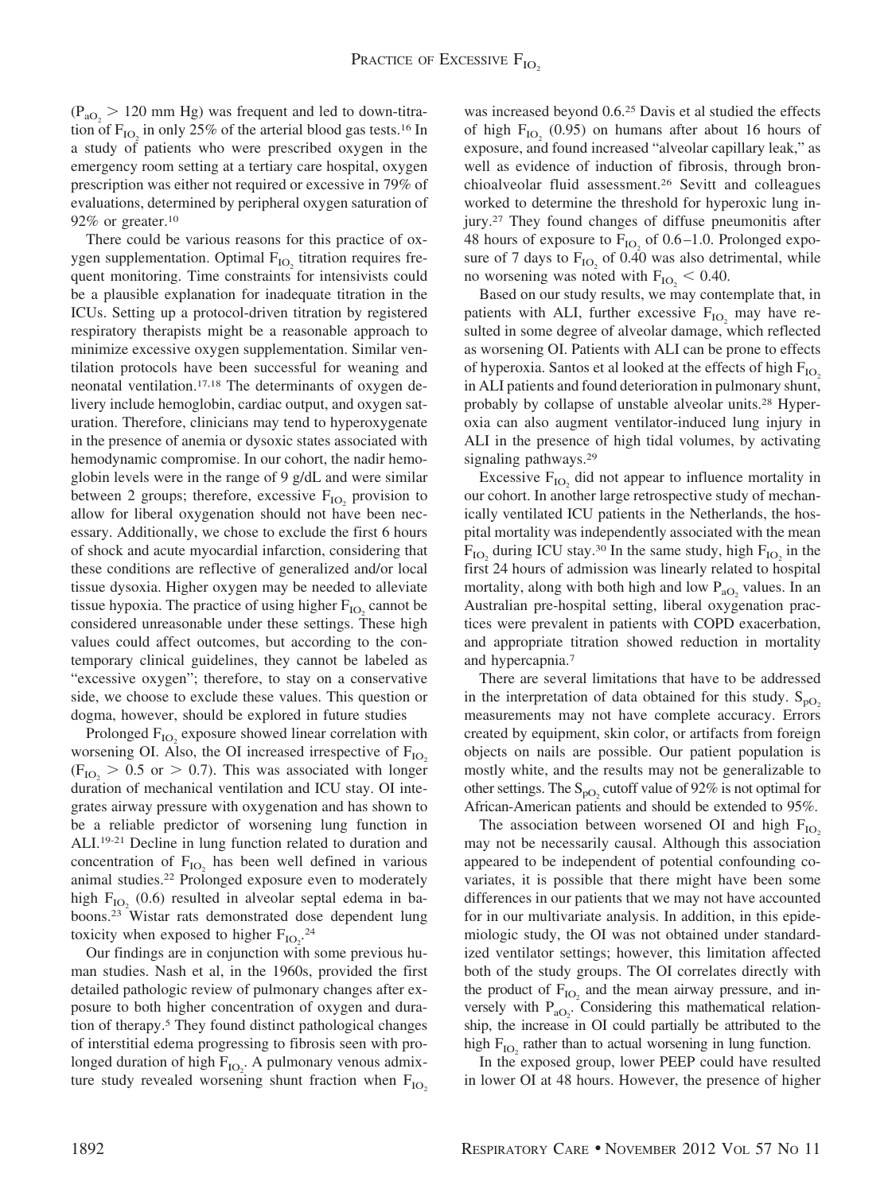($P_{aO_2}$ > 120 mm Hg) was frequent and led to down-titration of $F_{IO_2}$ in only 25% of the arterial blood gas tests.[16] In a study of patients who were prescribed oxygen in the emergency room setting at a tertiary care hospital, oxygen prescription was either not required or excessive in 79% of evaluations, determined by peripheral oxygen saturation of 92% or greater.[10]

There could be various reasons for this practice of oxygen supplementation. Optimal $F_{IO_2}$ titration requires frequent monitoring. Time constraints for intensivists could be a plausible explanation for inadequate titration in the ICUs. Setting up a protocol-driven titration by registered respiratory therapists might be a reasonable approach to minimize excessive oxygen supplementation. Similar ventilation protocols have been successful for weaning and neonatal ventilation.[17,18] The determinants of oxygen delivery include hemoglobin, cardiac output, and oxygen saturation. Therefore, clinicians may tend to hyperoxygenate in the presence of anemia or dysoxic states associated with hemodynamic compromise. In our cohort, the nadir hemoglobin levels were in the range of 9 g/dL and were similar between 2 groups; therefore, excessive $F_{IO_2}$ provision to allow for liberal oxygenation should not have been necessary. Additionally, we chose to exclude the first 6 hours of shock and acute myocardial infarction, considering that these conditions are reflective of generalized and/or local tissue dysoxia. Higher oxygen may be needed to alleviate tissue hypoxia. The practice of using higher $F_{IO_2}$ cannot be considered unreasonable under these settings. These high values could affect outcomes, but according to the contemporary clinical guidelines, they cannot be labeled as "excessive oxygen"; therefore, to stay on a conservative side, we choose to exclude these values. This question or dogma, however, should be explored in future studies

Prolonged $F_{IO_2}$ exposure showed linear correlation with worsening OI. Also, the OI increased irrespective of $F_{IO_2}$ ($F_{IO_2}$ > 0.5 or > 0.7). This was associated with longer duration of mechanical ventilation and ICU stay. OI integrates airway pressure with oxygenation and has shown to be a reliable predictor of worsening lung function in ALI.[19-21] Decline in lung function related to duration and concentration of $F_{IO_2}$ has been well defined in various animal studies.[22] Prolonged exposure even to moderately high $F_{IO_2}$ (0.6) resulted in alveolar septal edema in baboons.[23] Wistar rats demonstrated dose dependent lung toxicity when exposed to higher $F_{IO_2}$.[24]

Our findings are in conjunction with some previous human studies. Nash et al, in the 1960s, provided the first detailed pathologic review of pulmonary changes after exposure to both higher concentration of oxygen and duration of therapy.[5] They found distinct pathological changes of interstitial edema progressing to fibrosis seen with prolonged duration of high $F_{IO_2}$. A pulmonary venous admixture study revealed worsening shunt fraction when $F_{IO_2}$ was increased beyond 0.6.[25] Davis et al studied the effects of high $F_{IO_2}$ (0.95) on humans after about 16 hours of exposure, and found increased "alveolar capillary leak," as well as evidence of induction of fibrosis, through bronchioalveolar fluid assessment.[26] Sevitt and colleagues worked to determine the threshold for hyperoxic lung injury.[27] They found changes of diffuse pneumonitis after 48 hours of exposure to $F_{IO_2}$ of 0.6–1.0. Prolonged exposure of 7 days to $F_{IO_2}$ of 0.40 was also detrimental, while no worsening was noted with $F_{IO_2}$ < 0.40.

Based on our study results, we may contemplate that, in patients with ALI, further excessive $F_{IO_2}$ may have resulted in some degree of alveolar damage, which reflected as worsening OI. Patients with ALI can be prone to effects of hyperoxia. Santos et al looked at the effects of high $F_{IO_2}$ in ALI patients and found deterioration in pulmonary shunt, probably by collapse of unstable alveolar units.[28] Hyperoxia can also augment ventilator-induced lung injury in ALI in the presence of high tidal volumes, by activating signaling pathways.[29]

Excessive $F_{IO_2}$ did not appear to influence mortality in our cohort. In another large retrospective study of mechanically ventilated ICU patients in the Netherlands, the hospital mortality was independently associated with the mean $F_{IO_2}$ during ICU stay.[30] In the same study, high $F_{IO_2}$ in the first 24 hours of admission was linearly related to hospital mortality, along with both high and low $P_{aO_2}$ values. In an Australian pre-hospital setting, liberal oxygenation practices were prevalent in patients with COPD exacerbation, and appropriate titration showed reduction in mortality and hypercapnia.[7]

There are several limitations that have to be addressed in the interpretation of data obtained for this study. $S_{pO_2}$ measurements may not have complete accuracy. Errors created by equipment, skin color, or artifacts from foreign objects on nails are possible. Our patient population is mostly white, and the results may not be generalizable to other settings. The $S_{pO_2}$ cutoff value of 92% is not optimal for African-American patients and should be extended to 95%.

The association between worsened OI and high $F_{IO_2}$ may not be necessarily causal. Although this association appeared to be independent of potential confounding covariates, it is possible that there might have been some differences in our patients that we may not have accounted for in our multivariate analysis. In addition, in this epidemiologic study, the OI was not obtained under standardized ventilator settings; however, this limitation affected both of the study groups. The OI correlates directly with the product of $F_{IO_2}$ and the mean airway pressure, and inversely with $P_{aO_2}$. Considering this mathematical relationship, the increase in OI could partially be attributed to the high $F_{IO_2}$ rather than to actual worsening in lung function.

In the exposed group, lower PEEP could have resulted in lower OI at 48 hours. However, the presence of higher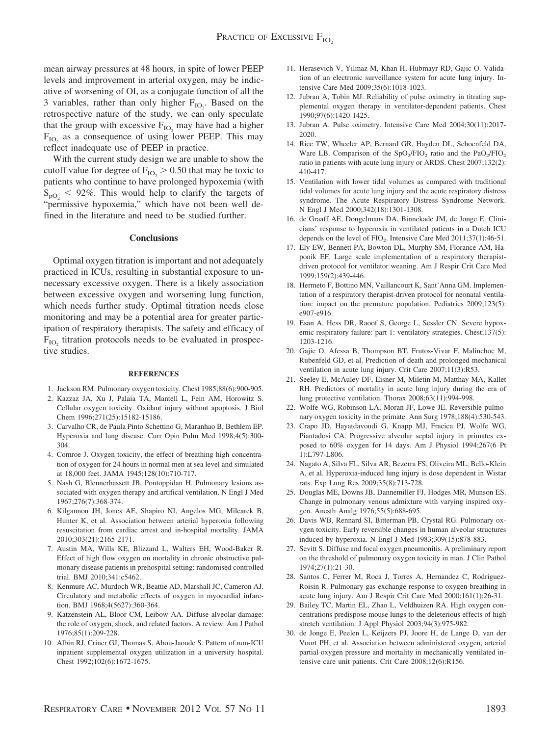mean airway pressures at 48 hours, in spite of lower PEEP levels and improvement in arterial oxygen, may be indicative of worsening of OI, as a conjugate function of all the 3 variables, rather than only higher $F_{IO_2}$. Based on the retrospective nature of the study, we can only speculate that the group with excessive $F_{IO_2}$ may have had a higher $F_{IO_2}$ as a consequence of using lower PEEP. This may reflect inadequate use of PEEP in practice.

With the current study design we are unable to show the cutoff value for degree of $F_{IO_2} > 0.50$ that may be toxic to patients who continue to have prolonged hypoxemia (with $S_{pO_2} < 92\%$. This would help to clarify the targets of "permissive hypoxemia," which have not been well defined in the literature and need to be studied further.

## Conclusions

Optimal oxygen titration is important and not adequately practiced in ICUs, resulting in substantial exposure to unnecessary excessive oxygen. There is a likely association between excessive oxygen and worsening lung function, which needs further study. Optimal titration needs close monitoring and may be a potential area for greater participation of respiratory therapists. The safety and efficacy of $F_{IO_2}$ titration protocols needs to be evaluated in prospective studies.

### REFERENCES

1. Jackson RM. Pulmonary oxygen toxicity. Chest 1985;88(6):900-905.
2. Kazzaz JA, Xu J, Palaia TA, Mantell L, Fein AM, Horowitz S. Cellular oxygen toxicity. Oxidant injury without apoptosis. J Biol Chem 1996;271(25):15182-15186.
3. Carvalho CR, de Paula Pinto Schettino G, Maranhao B, Bethlem EP. Hyperoxia and lung disease. Curr Opin Pulm Med 1998;4(5):300-304.
4. Comroe J. Oxygen toxicity, the effect of breathing high concentration of oxygen for 24 hours in normal men at sea level and simulated at 18,000 feet. JAMA 1945;128(10):710-717.
5. Nash G, Blennerhassett JB, Pontoppidan H. Pulmonary lesions associated with oxygen therapy and artifical ventilation. N Engl J Med 1967;276(7):368-374.
6. Kilgannon JH, Jones AE, Shapiro NI, Angelos MG, Milcarek B, Hunter K, et al. Association between arterial hyperoxia following resuscitation from cardiac arrest and in-hospital mortality. JAMA 2010;303(21):2165-2171.
7. Austin MA, Wills KE, Blizzard L, Walters EH, Wood-Baker R. Effect of high flow oxygen on mortality in chronic obstructive pulmonary disease patients in prehospital setting: randomised controlled trial. BMJ 2010;341:c5462.
8. Kenmure AC, Murdoch WR, Beattie AD, Marshall JC, Cameron AJ. Circulatory and metabolic effects of oxygen in myocardial infarction. BMJ 1968;4(5627):360-364.
9. Katzenstein AL, Bloor CM, Leibow AA. Diffuse alveolar damage: the role of oxygen, shock, and related factors. A review. Am J Pathol 1976;85(1):209-228.
10. Albin RJ, Criner GJ, Thomas S, Abou-Jaoude S. Pattern of non-ICU inpatient supplemental oxygen utilization in a university hospital. Chest 1992;102(6):1672-1675.
11. Herasevich V, Yilmaz M, Khan H, Hubmayr RD, Gajic O. Validation of an electronic surveillance system for acute lung injury. Intensive Care Med 2009;35(6):1018-1023.
12. Jubran A, Tobin MJ. Reliability of pulse oximetry in titrating supplemental oxygen therapy in ventilator-dependent patients. Chest 1990;97(6):1420-1425.
13. Jubran A. Pulse oximetry. Intensive Care Med 2004;30(11):2017-2020.
14. Rice TW, Wheeler AP, Bernard GR, Hayden DL, Schoenfeld DA, Ware LB. Comparison of the $SpO_2/FIO_2$ ratio and the $PaO_2/FIO_2$ ratio in patients with acute lung injury or ARDS. Chest 2007;132(2):410-417.
15. Ventilation with lower tidal volumes as compared with traditional tidal volumes for acute lung injury and the acute respiratory distress syndrome. The Acute Respiratory Distress Syndrome Network. N Engl J Med 2000;342(18):1301-1308.
16. de Graaff AE, Dongelmans DA, Binnekade JM, de Jonge E. Clinicians' response to hyperoxia in ventilated patients in a Dutch ICU depends on the level of $FIO_2$. Intensive Care Med 2011;37(1):46-51.
17. Ely EW, Bennett PA, Bowton DL, Murphy SM, Florance AM, Haponik EF. Large scale implementation of a respiratory therapist-driven protocol for ventilator weaning. Am J Respir Crit Care Med 1999;159(2):439-446.
18. Hermeto F, Bottino MN, Vaillancourt K, Sant'Anna GM. Implementation of a respiratory therapist-driven protocol for neonatal ventilation: impact on the premature population. Pediatrics 2009;123(5):e907-e916.
19. Esan A, Hess DR, Raoof S, George L, Sessler CN. Severe hypoxemic respiratory failure: part 1: ventilatory strategies. Chest;137(5):1203-1216.
20. Gajic O, Afessa B, Thompson BT, Frutos-Vivar F, Malinchoc M, Rubenfeld GD, et al. Prediction of death and prolonged mechanical ventilation in acute lung injury. Crit Care 2007;11(3):R53.
21. Seeley E, McAuley DF, Eisner M, Miletin M, Matthay MA, Kallet RH. Predictors of mortality in acute lung injury during the era of lung protective ventilation. Thorax 2008;63(11):994-998.
22. Wolfe WG, Robinson LA, Moran JF, Lowe JE. Reversible pulmonary oxygen toxicity in the primate. Ann Surg 1978;188(4):530-543.
23. Crapo JD, Hayatdavoudi G, Knapp MJ, Fracica PJ, Wolfe WG, Piantadosi CA. Progressive alveolar septal injury in primates exposed to 60% oxygen for 14 days. Am J Physiol 1994;267(6 Pt 1):L797-L806.
24. Nagato A, Silva FL, Silva AR, Bezerra FS, Oliveira ML, Bello-Klein A, et al. Hyperoxia-induced lung injury is dose dependent in Wistar rats. Exp Lung Res 2009;35(8):713-728.
25. Douglas ME, Downs JB, Dannemiller FJ, Hodges MR, Munson ES. Change in pulmonary venous admixture with varying inspired oxygen. Anesth Analg 1976;55(5):688-695.
26. Davis WB, Rennard SI, Bitterman PB, Crystal RG. Pulmonary oxygen toxicity. Early reversible changes in human alveolar structures induced by hyperoxia. N Engl J Med 1983;309(15):878-883.
27. Sevitt S. Diffuse and focal oxygen pneumonitis. A preliminary report on the threshold of pulmonary oxygen toxicity in man. J Clin Pathol 1974;27(1):21-30.
28. Santos C, Ferrer M, Roca J, Torres A, Hernandez C, Rodriguez-Roisin R. Pulmonary gas exchange response to oxygen breathing in acute lung injury. Am J Respir Crit Care Med 2000;161(1):26-31.
29. Bailey TC, Martin EL, Zhao L, Veldhuizen RA. High oxygen concentrations predispose mouse lungs to the deleterious effects of high stretch ventilation. J Appl Physiol 2003;94(3):975-982.
30. de Jonge E, Peelen L, Keijzers PJ, Joore H, de Lange D, van der Voort PH, et al. Association between administered oxygen, arterial partial oxygen pressure and mortality in mechanically ventilated intensive care unit patients. Crit Care 2008;12(6):R156.